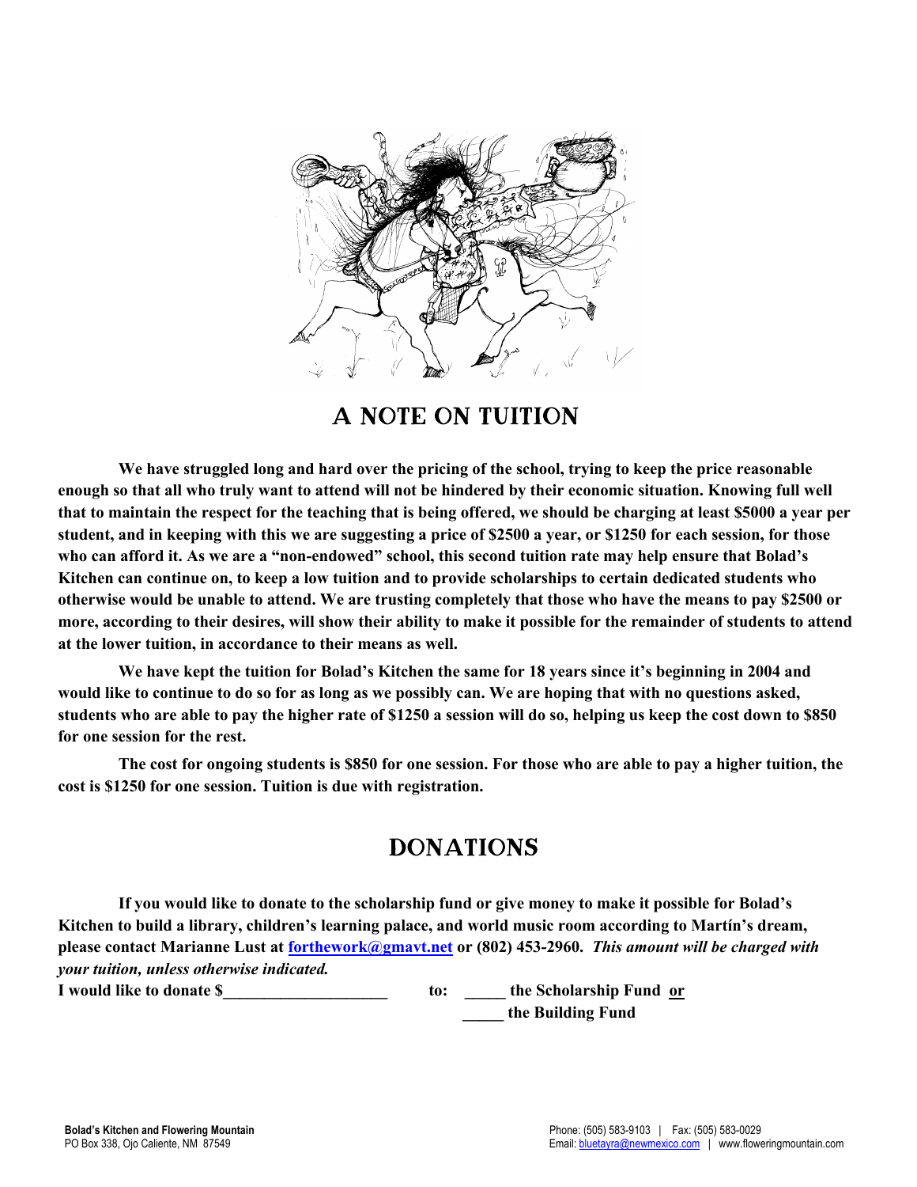# A NOTE ON TUITION

**We have struggled long and hard over the pricing of the school, trying to keep the price reasonable enough so that all who truly want to attend will not be hindered by their economic situation. Knowing full well that to maintain the respect for the teaching that is being offered, we should be charging at least $5000 a year per student, and in keeping with this we are suggesting a price of $2500 a year, or $1250 for each session, for those who can afford it. As we are a "non-endowed" school, this second tuition rate may help ensure that Bolad's Kitchen can continue on, to keep a low tuition and to provide scholarships to certain dedicated students who otherwise would be unable to attend. We are trusting completely that those who have the means to pay $2500 or more, according to their desires, will show their ability to make it possible for the remainder of students to attend at the lower tuition, in accordance to their means as well.**

**We have kept the tuition for Bolad's Kitchen the same for 18 years since it's beginning in 2004 and would like to continue to do so for as long as we possibly can. We are hoping that with no questions asked, students who are able to pay the higher rate of $1250 a session will do so, helping us keep the cost down to $850 for one session for the rest.**

**The cost for ongoing students is $850 for one session. For those who are able to pay a higher tuition, the cost is $1250 for one session. Tuition is due with registration.**

# DONATIONS

**If you would like to donate to the scholarship fund or give money to make it possible for Bolad's Kitchen to build a library, children's learning palace, and world music room according to Martín's dream, please contact Marianne Lust at forthework@gmavt.net or (802) 453-2960.** ***This amount will be charged with your tuition, unless otherwise indicated.***

**I would like to donate $____________________ to: _____ the Scholarship Fund or**
**_____ the Building Fund**

Bolad's Kitchen and Flowering Mountain
PO Box 338, Ojo Caliente, NM 87549

Phone: (505) 583-9103 | Fax: (505) 583-0029
Email: bluetayra@newmexico.com | www.floweringmountain.com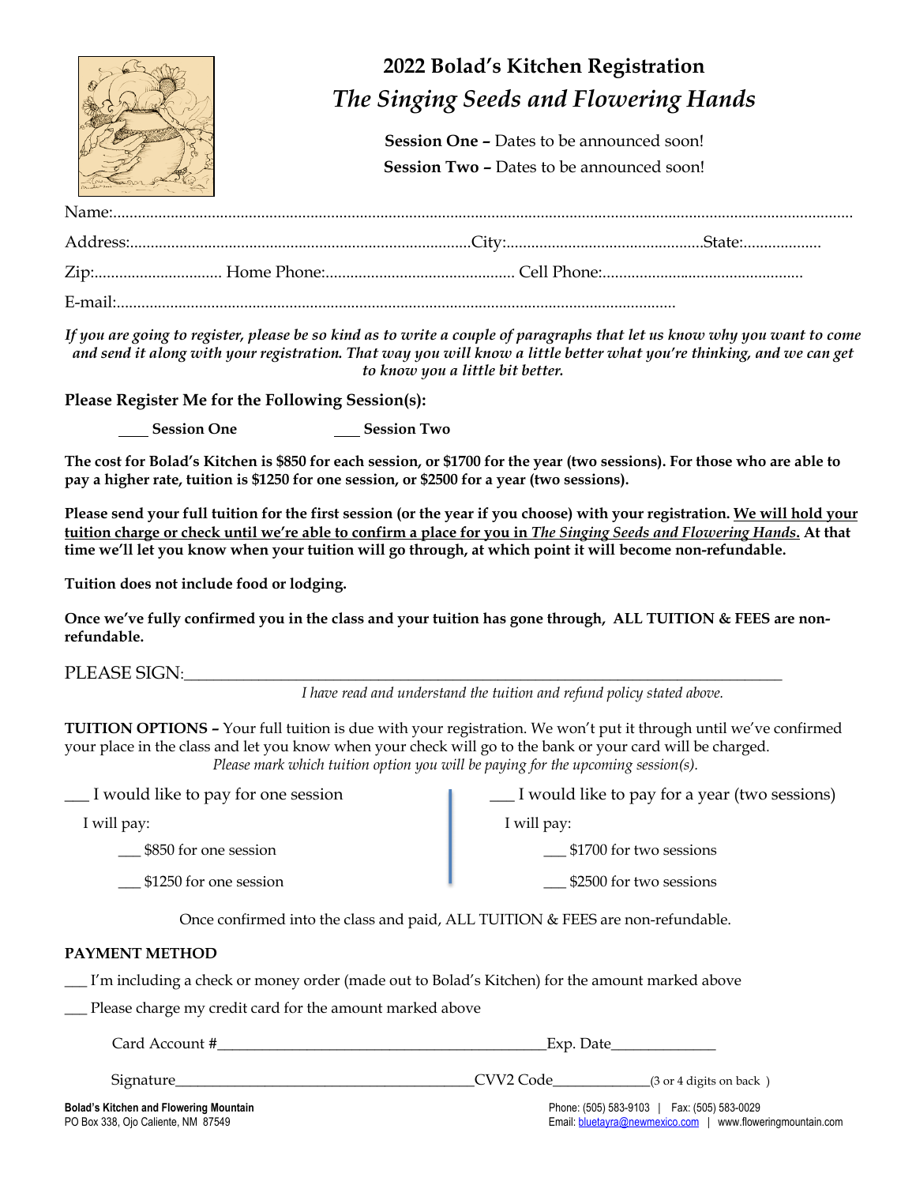# 2022 Bolad's Kitchen Registration

## *The Singing Seeds and Flowering Hands*

**Session One –** Dates to be announced soon!

**Session Two –** Dates to be announced soon!

Name:..........................................................................................................................................................

Address:..................................................................................City:...............................................State:...................

Zip:............................... Home Phone:.............................................. Cell Phone:................................................

E-mail:.......................................................................................................................................

*If you are going to register, please be so kind as to write a couple of paragraphs that let us know why you want to come and send it along with your registration. That way you will know a little better what you're thinking, and we can get to know you a little bit better.*

**Please Register Me for the Following Session(s):**

____ **Session One** ____ **Session Two**

**The cost for Bolad's Kitchen is $850 for each session, or $1700 for the year (two sessions). For those who are able to pay a higher rate, tuition is $1250 for one session, or $2500 for a year (two sessions).**

**Please send your full tuition for the first session (or the year if you choose) with your registration. We will hold your tuition charge or check until we're able to confirm a place for you in *The Singing Seeds and Flowering Hands.* At that time we'll let you know when your tuition will go through, at which point it will become non-refundable.**

**Tuition does not include food or lodging.**

**Once we've fully confirmed you in the class and your tuition has gone through, ALL TUITION & FEES are non-refundable.**

PLEASE SIGN:______________________________________________________________

*I have read and understand the tuition and refund policy stated above.*

**TUITION OPTIONS –** Your full tuition is due with your registration. We won't put it through until we've confirmed your place in the class and let you know when your check will go to the bank or your card will be charged.

*Please mark which tuition option you will be paying for the upcoming session(s).*

___ I would like to pay for one session

I will pay:

___ $850 for one session

___ $1250 for one session

___ I would like to pay for a year (two sessions)

I will pay:

___ $1700 for two sessions

___ $2500 for two sessions

Once confirmed into the class and paid, ALL TUITION & FEES are non-refundable.

**PAYMENT METHOD**

___ I'm including a check or money order (made out to Bolad's Kitchen) for the amount marked above

___ Please charge my credit card for the amount marked above

Card Account #__________________________________________Exp. Date_____________

Signature______________________________________CVV2 Code____________(3 or 4 digits on back )

**Bolad's Kitchen and Flowering Mountain**
PO Box 338, Ojo Caliente, NM 87549

Phone: (505) 583-9103 | Fax: (505) 583-0029
Email: bluetayra@newmexico.com | www.floweringmountain.com